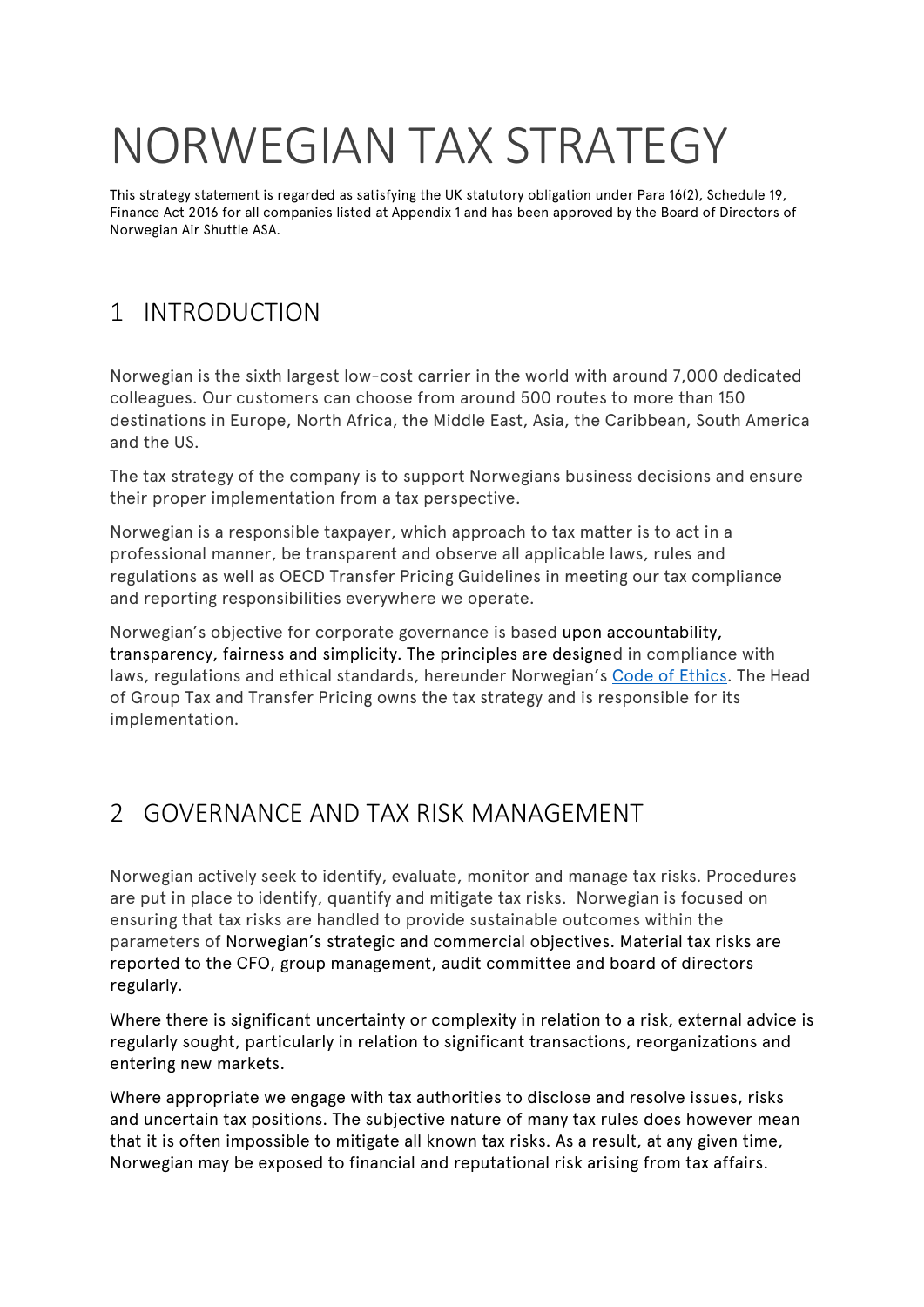# NORWEGIAN TAX STRATEGY

This strategy statement is regarded as satisfying the UK statutory obligation under Para 16(2), Schedule 19, Finance Act 2016 for all companies listed at Appendix 1 and has been approved by the Board of Directors of Norwegian Air Shuttle ASA.

## 1 INTRODUCTION

Norwegian is the sixth largest low-cost carrier in the world with around 7,000 dedicated colleagues. Our customers can choose from around 500 routes to more than 150 destinations in Europe, North Africa, the Middle East, Asia, the Caribbean, South America and the US.

The tax strategy of the company is to support Norwegians business decisions and ensure their proper implementation from a tax perspective.

Norwegian is a responsible taxpayer, which approach to tax matter is to act in a professional manner, be transparent and observe all applicable laws, rules and regulations as well as OECD Transfer Pricing Guidelines in meeting our tax compliance and reporting responsibilities everywhere we operate.

Norwegian's objective for corporate governance is based upon accountability, transparency, fairness and simplicity. The principles are designed in compliance with laws, regulations and ethical standards, hereunder Norwegian's Code of Ethics. The Head of Group Tax and Transfer Pricing owns the tax strategy and is responsible for its implementation.

## 2 GOVERNANCE AND TAX RISK MANAGEMENT

Norwegian actively seek to identify, evaluate, monitor and manage tax risks. Procedures are put in place to identify, quantify and mitigate tax risks. Norwegian is focused on ensuring that tax risks are handled to provide sustainable outcomes within the parameters of Norwegian's strategic and commercial objectives. Material tax risks are reported to the CFO, group management, audit committee and board of directors regularly.

Where there is significant uncertainty or complexity in relation to a risk, external advice is regularly sought, particularly in relation to significant transactions, reorganizations and entering new markets.

Where appropriate we engage with tax authorities to disclose and resolve issues, risks and uncertain tax positions. The subjective nature of many tax rules does however mean that it is often impossible to mitigate all known tax risks. As a result, at any given time, Norwegian may be exposed to financial and reputational risk arising from tax affairs.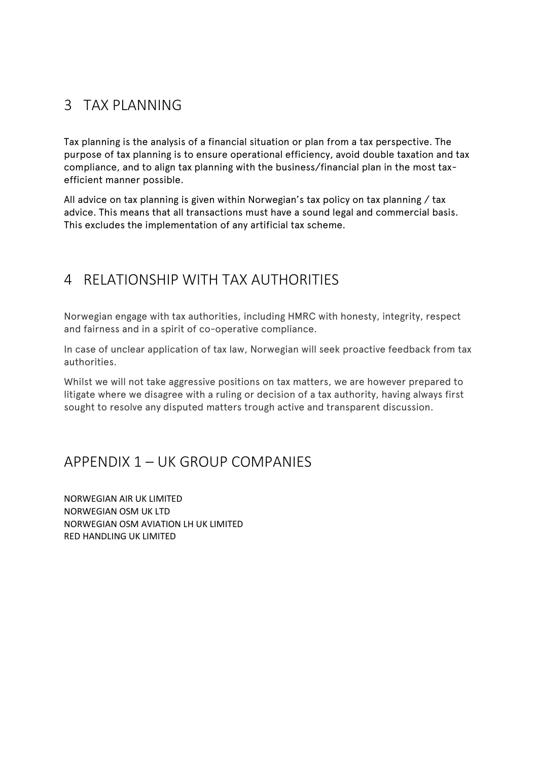## 3 TAX PLANNING

Tax planning is the analysis of a financial situation or plan from a tax perspective. The purpose of tax planning is to ensure operational efficiency, avoid double taxation and tax compliance, and to align tax planning with the business/financial plan in the most tax-efficient manner possible.

All advice on tax planning is given within Norwegian's tax policy on tax planning / tax advice. This means that all transactions must have a sound legal and commercial basis. This excludes the implementation of any artificial tax scheme.

## 4 RELATIONSHIP WITH TAX AUTHORITIES

Norwegian engage with tax authorities, including HMRC with honesty, integrity, respect and fairness and in a spirit of co-operative compliance.

In case of unclear application of tax law, Norwegian will seek proactive feedback from tax authorities.

Whilst we will not take aggressive positions on tax matters, we are however prepared to litigate where we disagree with a ruling or decision of a tax authority, having always first sought to resolve any disputed matters trough active and transparent discussion.

## APPENDIX 1 – UK GROUP COMPANIES

NORWEGIAN AIR UK LIMITED
NORWEGIAN OSM UK LTD
NORWEGIAN OSM AVIATION LH UK LIMITED
RED HANDLING UK LIMITED